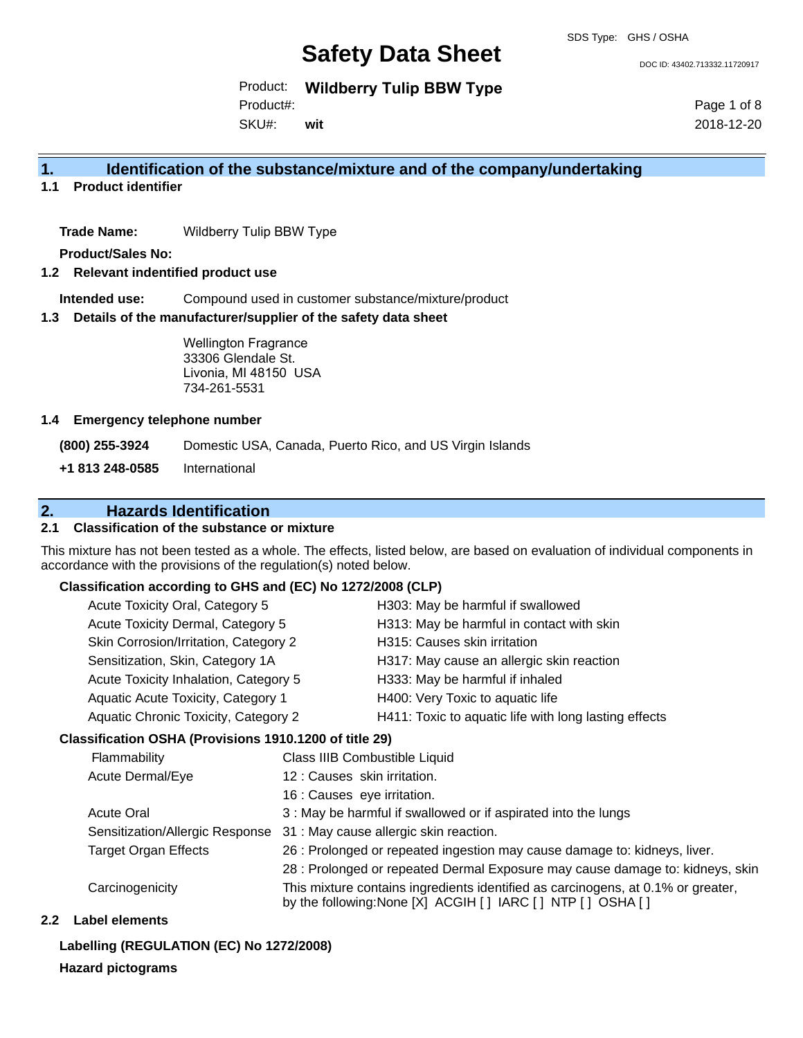# Safety Data Sheet

SDS Type: GHS / OSHA

DOC ID: 43402.713332.11720917

Product: **Wildberry Tulip BBW Type**

Product#:

SKU#: **wit**

2018-12-20

## 1. Identification of the substance/mixture and of the company/undertaking

### 1.1 Product identifier

**Trade Name:** Wildberry Tulip BBW Type

**Product/Sales No:**

### 1.2 Relevant indentified product use

**Intended use:** Compound used in customer substance/mixture/product

### 1.3 Details of the manufacturer/supplier of the safety data sheet

Wellington Fragrance
33306 Glendale St.
Livonia, MI 48150 USA
734-261-5531

### 1.4 Emergency telephone number

**(800) 255-3924** Domestic USA, Canada, Puerto Rico, and US Virgin Islands

**+1 813 248-0585** International

## 2. Hazards Identification

### 2.1 Classification of the substance or mixture

This mixture has not been tested as a whole. The effects, listed below, are based on evaluation of individual components in accordance with the provisions of the regulation(s) noted below.

**Classification according to GHS and (EC) No 1272/2008 (CLP)**

| | |
|---|---|
| Acute Toxicity Oral, Category 5 | H303: May be harmful if swallowed |
| Acute Toxicity Dermal, Category 5 | H313: May be harmful in contact with skin |
| Skin Corrosion/Irritation, Category 2 | H315: Causes skin irritation |
| Sensitization, Skin, Category 1A | H317: May cause an allergic skin reaction |
| Acute Toxicity Inhalation, Category 5 | H333: May be harmful if inhaled |
| Aquatic Acute Toxicity, Category 1 | H400: Very Toxic to aquatic life |
| Aquatic Chronic Toxicity, Category 2 | H411: Toxic to aquatic life with long lasting effects |

**Classification OSHA (Provisions 1910.1200 of title 29)**

| | |
|---|---|
| Flammability | Class IIIB Combustible Liquid |
| Acute Dermal/Eye | 12 : Causes skin irritation. |
| | 16 : Causes eye irritation. |
| Acute Oral | 3 : May be harmful if swallowed or if aspirated into the lungs |
| Sensitization/Allergic Response | 31 : May cause allergic skin reaction. |
| Target Organ Effects | 26 : Prolonged or repeated ingestion may cause damage to: kidneys, liver. |
| | 28 : Prolonged or repeated Dermal Exposure may cause damage to: kidneys, skin |
| Carcinogenicity | This mixture contains ingredients identified as carcinogens, at 0.1% or greater, by the following:None [X] ACGIH [ ] IARC [ ] NTP [ ] OSHA [ ] |

### 2.2 Label elements

**Labelling (REGULATION (EC) No 1272/2008)**

**Hazard pictograms**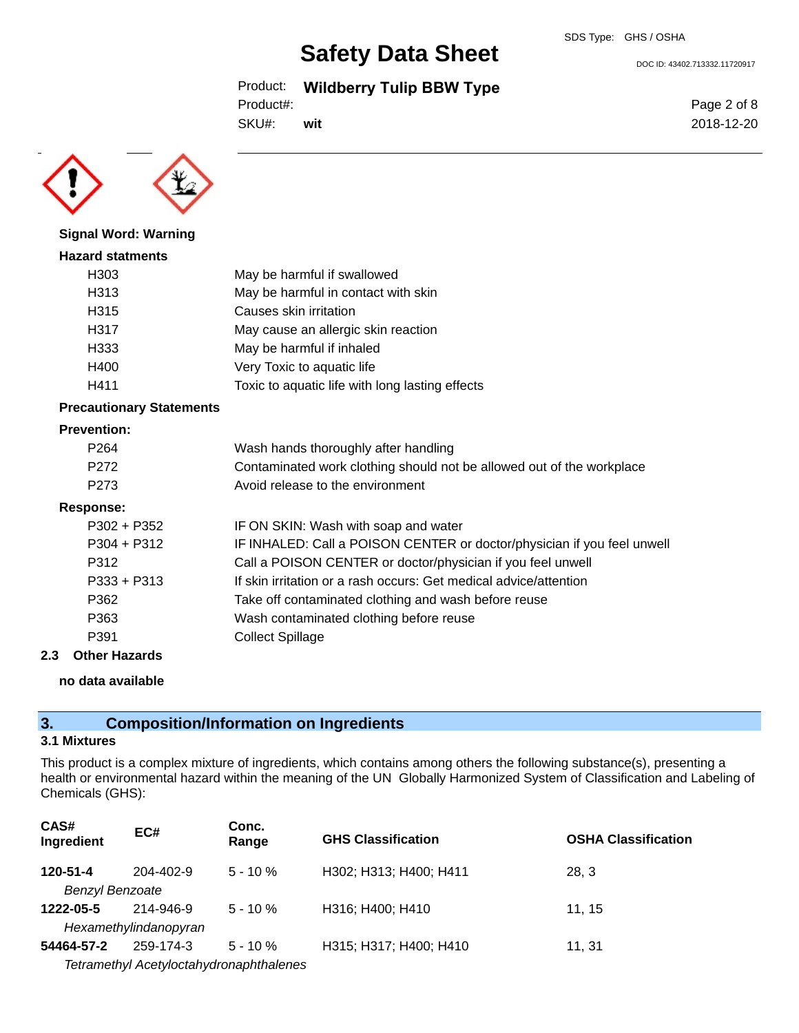**Signal Word: Warning**

**Hazard statments**

| | |
|---|---|
| H303 | May be harmful if swallowed |
| H313 | May be harmful in contact with skin |
| H315 | Causes skin irritation |
| H317 | May cause an allergic skin reaction |
| H333 | May be harmful if inhaled |
| H400 | Very Toxic to aquatic life |
| H411 | Toxic to aquatic life with long lasting effects |

**Precautionary Statements**

**Prevention:**

| | |
|---|---|
| P264 | Wash hands thoroughly after handling |
| P272 | Contaminated work clothing should not be allowed out of the workplace |
| P273 | Avoid release to the environment |

**Response:**

| | |
|---|---|
| P302 + P352 | IF ON SKIN: Wash with soap and water |
| P304 + P312 | IF INHALED: Call a POISON CENTER or doctor/physician if you feel unwell |
| P312 | Call a POISON CENTER or doctor/physician if you feel unwell |
| P333 + P313 | If skin irritation or a rash occurs: Get medical advice/attention |
| P362 | Take off contaminated clothing and wash before reuse |
| P363 | Wash contaminated clothing before reuse |
| P391 | Collect Spillage |

**2.3 Other Hazards**

**no data available**

## 3. Composition/Information on Ingredients

### 3.1 Mixtures

This product is a complex mixture of ingredients, which contains among others the following substance(s), presenting a health or environmental hazard within the meaning of the UN Globally Harmonized System of Classification and Labeling of Chemicals (GHS):

| CAS# Ingredient | EC# | Conc. Range | GHS Classification | OSHA Classification |
|---|---|---|---|---|
| **120-51-4** *Benzyl Benzoate* | 204-402-9 | 5 - 10 % | H302; H313; H400; H411 | 28, 3 |
| **1222-05-5** *Hexamethylindanopyran* | 214-946-9 | 5 - 10 % | H316; H400; H410 | 11, 15 |
| **54464-57-2** *Tetramethyl Acetyloctahydronaphthalenes* | 259-174-3 | 5 - 10 % | H315; H317; H400; H410 | 11, 31 |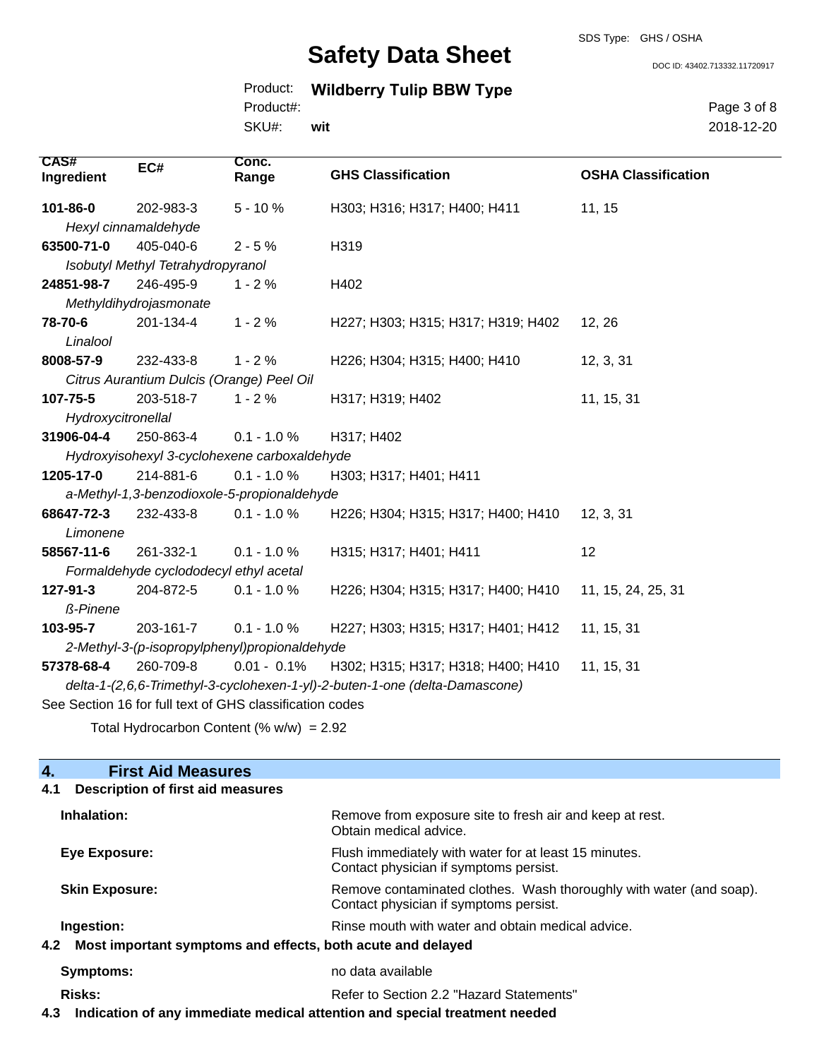| CAS# Ingredient | EC# | Conc. Range | GHS Classification | OSHA Classification |
|---|---|---|---|---|
| **101-86-0** | 202-983-3 | 5 - 10 % | H303; H316; H317; H400; H411 | 11, 15 |
| *Hexyl cinnamaldehyde* | | | | |
| **63500-71-0** | 405-040-6 | 2 - 5 % | H319 | |
| *Isobutyl Methyl Tetrahydropyranol* | | | | |
| **24851-98-7** | 246-495-9 | 1 - 2 % | H402 | |
| *Methyldihydrojasmonate* | | | | |
| **78-70-6** | 201-134-4 | 1 - 2 % | H227; H303; H315; H317; H319; H402 | 12, 26 |
| *Linalool* | | | | |
| **8008-57-9** | 232-433-8 | 1 - 2 % | H226; H304; H315; H400; H410 | 12, 3, 31 |
| *Citrus Aurantium Dulcis (Orange) Peel Oil* | | | | |
| **107-75-5** | 203-518-7 | 1 - 2 % | H317; H319; H402 | 11, 15, 31 |
| *Hydroxycitronellal* | | | | |
| **31906-04-4** | 250-863-4 | 0.1 - 1.0 % | H317; H402 | |
| *Hydroxyisohexyl 3-cyclohexene carboxaldehyde* | | | | |
| **1205-17-0** | 214-881-6 | 0.1 - 1.0 % | H303; H317; H401; H411 | |
| *a-Methyl-1,3-benzodioxole-5-propionaldehyde* | | | | |
| **68647-72-3** | 232-433-8 | 0.1 - 1.0 % | H226; H304; H315; H317; H400; H410 | 12, 3, 31 |
| *Limonene* | | | | |
| **58567-11-6** | 261-332-1 | 0.1 - 1.0 % | H315; H317; H401; H411 | 12 |
| *Formaldehyde cyclododecyl ethyl acetal* | | | | |
| **127-91-3** | 204-872-5 | 0.1 - 1.0 % | H226; H304; H315; H317; H400; H410 | 11, 15, 24, 25, 31 |
| *ß-Pinene* | | | | |
| **103-95-7** | 203-161-7 | 0.1 - 1.0 % | H227; H303; H315; H317; H401; H412 | 11, 15, 31 |
| *2-Methyl-3-(p-isopropylphenyl)propionaldehyde* | | | | |
| **57378-68-4** | 260-709-8 | 0.01 - 0.1% | H302; H315; H317; H318; H400; H410 | 11, 15, 31 |
| *delta-1-(2,6,6-Trimethyl-3-cyclohexen-1-yl)-2-buten-1-one (delta-Damascone)* | | | | |

See Section 16 for full text of GHS classification codes

Total Hydrocarbon Content (% w/w) = 2.92

## 4. First Aid Measures

### 4.1 Description of first aid measures

**Inhalation:** Remove from exposure site to fresh air and keep at rest. Obtain medical advice.

**Eye Exposure:** Flush immediately with water for at least 15 minutes. Contact physician if symptoms persist.

**Skin Exposure:** Remove contaminated clothes. Wash thoroughly with water (and soap). Contact physician if symptoms persist.

**Ingestion:** Rinse mouth with water and obtain medical advice.

### 4.2 Most important symptoms and effects, both acute and delayed

**Symptoms:** no data available

**Risks:** Refer to Section 2.2 "Hazard Statements"

### 4.3 Indication of any immediate medical attention and special treatment needed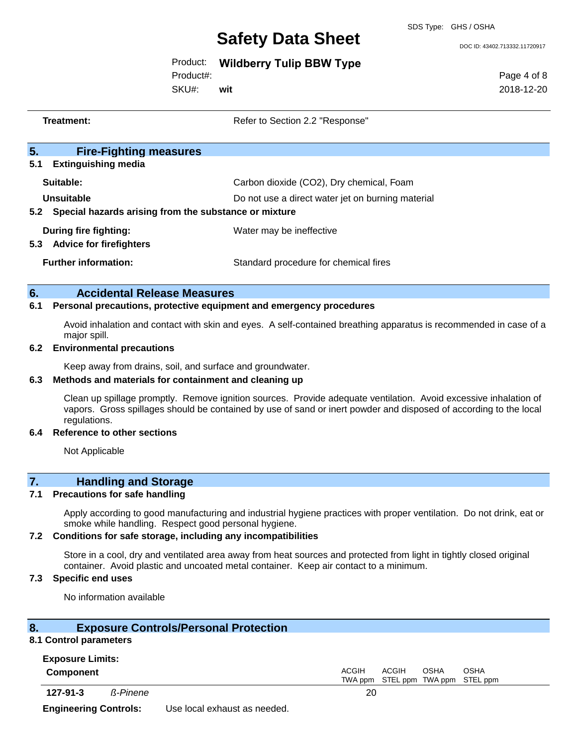**Treatment:** Refer to Section 2.2 "Response"

## 5. Fire-Fighting measures

### 5.1 Extinguishing media

**Suitable:** Carbon dioxide ($CO_2$), Dry chemical, Foam

**Unsuitable** Do not use a direct water jet on burning material

### 5.2 Special hazards arising from the substance or mixture

**During fire fighting:** Water may be ineffective

### 5.3 Advice for firefighters

**Further information:** Standard procedure for chemical fires

## 6. Accidental Release Measures

### 6.1 Personal precautions, protective equipment and emergency procedures

Avoid inhalation and contact with skin and eyes. A self-contained breathing apparatus is recommended in case of a major spill.

### 6.2 Environmental precautions

Keep away from drains, soil, and surface and groundwater.

### 6.3 Methods and materials for containment and cleaning up

Clean up spillage promptly. Remove ignition sources. Provide adequate ventilation. Avoid excessive inhalation of vapors. Gross spillages should be contained by use of sand or inert powder and disposed of according to the local regulations.

### 6.4 Reference to other sections

Not Applicable

## 7. Handling and Storage

### 7.1 Precautions for safe handling

Apply according to good manufacturing and industrial hygiene practices with proper ventilation. Do not drink, eat or smoke while handling. Respect good personal hygiene.

### 7.2 Conditions for safe storage, including any incompatibilities

Store in a cool, dry and ventilated area away from heat sources and protected from light in tightly closed original container. Avoid plastic and uncoated metal container. Keep air contact to a minimum.

### 7.3 Specific end uses

No information available

## 8. Exposure Controls/Personal Protection

### 8.1 Control parameters

**Exposure Limits:**

| Component | | ACGIH TWA ppm | ACGIH STEL ppm | OSHA TWA ppm | OSHA STEL ppm |
|---|---|---|---|---|---|
| 127-91-3 | *ß-Pinene* | 20 | | | |

**Engineering Controls:** Use local exhaust as needed.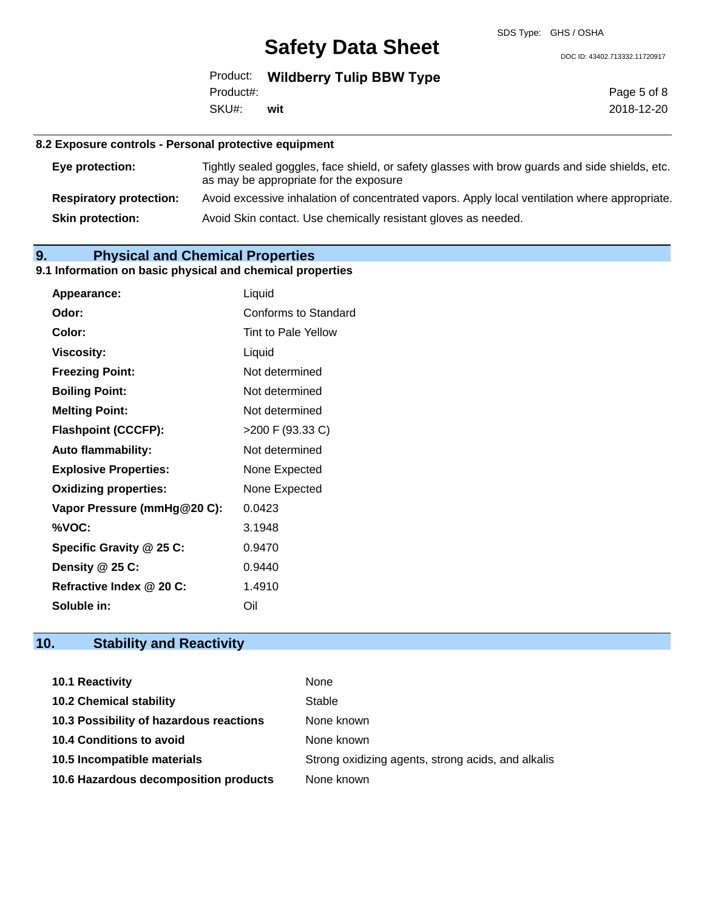### 8.2 Exposure controls - Personal protective equipment

| | |
|---|---|
| **Eye protection:** | Tightly sealed goggles, face shield, or safety glasses with brow guards and side shields, etc. as may be appropriate for the exposure |
| **Respiratory protection:** | Avoid excessive inhalation of concentrated vapors. Apply local ventilation where appropriate. |
| **Skin protection:** | Avoid Skin contact. Use chemically resistant gloves as needed. |

## 9. Physical and Chemical Properties

### 9.1 Information on basic physical and chemical properties

| | |
|---|---|
| **Appearance:** | Liquid |
| **Odor:** | Conforms to Standard |
| **Color:** | Tint to Pale Yellow |
| **Viscosity:** | Liquid |
| **Freezing Point:** | Not determined |
| **Boiling Point:** | Not determined |
| **Melting Point:** | Not determined |
| **Flashpoint (CCCFP):** | >200 F (93.33 C) |
| **Auto flammability:** | Not determined |
| **Explosive Properties:** | None Expected |
| **Oxidizing properties:** | None Expected |
| **Vapor Pressure (mmHg@20 C):** | 0.0423 |
| **%VOC:** | 3.1948 |
| **Specific Gravity @ 25 C:** | 0.9470 |
| **Density @ 25 C:** | 0.9440 |
| **Refractive Index @ 20 C:** | 1.4910 |
| **Soluble in:** | Oil |

## 10. Stability and Reactivity

| | |
|---|---|
| **10.1 Reactivity** | None |
| **10.2 Chemical stability** | Stable |
| **10.3 Possibility of hazardous reactions** | None known |
| **10.4 Conditions to avoid** | None known |
| **10.5 Incompatible materials** | Strong oxidizing agents, strong acids, and alkalis |
| **10.6 Hazardous decomposition products** | None known |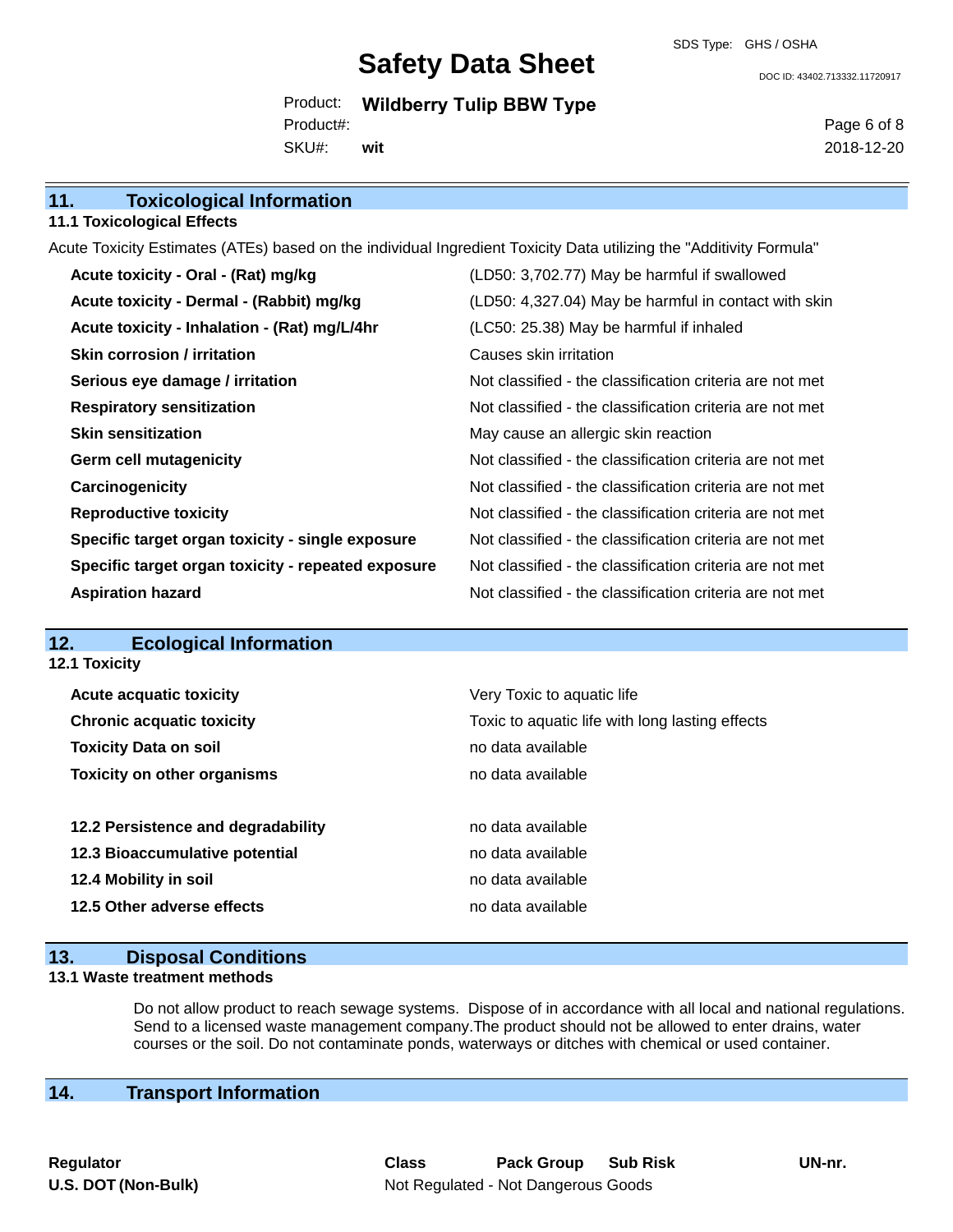## 11. Toxicological Information

### 11.1 Toxicological Effects

Acute Toxicity Estimates (ATEs) based on the individual Ingredient Toxicity Data utilizing the "Additivity Formula"

| | |
|---|---|
| **Acute toxicity - Oral - (Rat) mg/kg** | (LD50: 3,702.77) May be harmful if swallowed |
| **Acute toxicity - Dermal - (Rabbit) mg/kg** | (LD50: 4,327.04) May be harmful in contact with skin |
| **Acute toxicity - Inhalation - (Rat) mg/L/4hr** | (LC50: 25.38) May be harmful if inhaled |
| **Skin corrosion / irritation** | Causes skin irritation |
| **Serious eye damage / irritation** | Not classified - the classification criteria are not met |
| **Respiratory sensitization** | Not classified - the classification criteria are not met |
| **Skin sensitization** | May cause an allergic skin reaction |
| **Germ cell mutagenicity** | Not classified - the classification criteria are not met |
| **Carcinogenicity** | Not classified - the classification criteria are not met |
| **Reproductive toxicity** | Not classified - the classification criteria are not met |
| **Specific target organ toxicity - single exposure** | Not classified - the classification criteria are not met |
| **Specific target organ toxicity - repeated exposure** | Not classified - the classification criteria are not met |
| **Aspiration hazard** | Not classified - the classification criteria are not met |

## 12. Ecological Information

### 12.1 Toxicity

| | |
|---|---|
| **Acute acquatic toxicity** | Very Toxic to aquatic life |
| **Chronic acquatic toxicity** | Toxic to aquatic life with long lasting effects |
| **Toxicity Data on soil** | no data available |
| **Toxicity on other organisms** | no data available |

| | |
|---|---|
| **12.2 Persistence and degradability** | no data available |
| **12.3 Bioaccumulative potential** | no data available |
| **12.4 Mobility in soil** | no data available |
| **12.5 Other adverse effects** | no data available |

## 13. Disposal Conditions

### 13.1 Waste treatment methods

Do not allow product to reach sewage systems. Dispose of in accordance with all local and national regulations. Send to a licensed waste management company.The product should not be allowed to enter drains, water courses or the soil. Do not contaminate ponds, waterways or ditches with chemical or used container.

## 14. Transport Information

| Regulator | Class | Pack Group | Sub Risk | UN-nr. |
|---|---|---|---|---|
| **U.S. DOT (Non-Bulk)** | Not Regulated - Not Dangerous Goods | | | |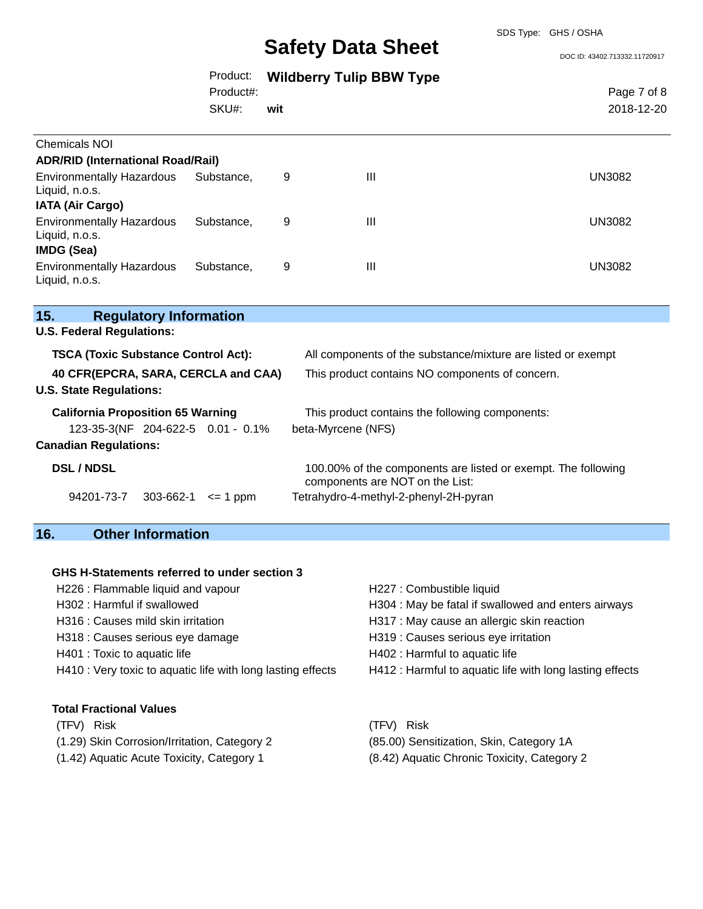Chemicals NOI

**ADR/RID (International Road/Rail)**

| | | | |
|---|---|---|---|
| Environmentally Hazardous Substance, Liquid, n.o.s. | 9 | III | UN3082 |

**IATA (Air Cargo)**

| | | | |
|---|---|---|---|
| Environmentally Hazardous Substance, Liquid, n.o.s. | 9 | III | UN3082 |

**IMDG (Sea)**

| | | | |
|---|---|---|---|
| Environmentally Hazardous Substance, Liquid, n.o.s. | 9 | III | UN3082 |

## 15. Regulatory Information

**U.S. Federal Regulations:**

**TSCA (Toxic Substance Control Act):** All components of the substance/mixture are listed or exempt

**40 CFR(EPCRA, SARA, CERCLA and CAA)** This product contains NO components of concern.

**U.S. State Regulations:**

**California Proposition 65 Warning** This product contains the following components:

| | | | |
|---|---|---|---|
| 123-35-3(NF | 204-622-5 | 0.01 - 0.1% | beta-Myrcene (NFS) |

**Canadian Regulations:**

**DSL / NDSL** 100.00% of the components are listed or exempt. The following components are NOT on the List:

| | | | |
|---|---|---|---|
| 94201-73-7 | 303-662-1 | <= 1 ppm | Tetrahydro-4-methyl-2-phenyl-2H-pyran |

## 16. Other Information

**GHS H-Statements referred to under section 3**

H226 : Flammable liquid and vapour
H227 : Combustible liquid
H302 : Harmful if swallowed
H304 : May be fatal if swallowed and enters airways
H316 : Causes mild skin irritation
H317 : May cause an allergic skin reaction
H318 : Causes serious eye damage
H319 : Causes serious eye irritation
H401 : Toxic to aquatic life
H402 : Harmful to aquatic life
H410 : Very toxic to aquatic life with long lasting effects
H412 : Harmful to aquatic life with long lasting effects

**Total Fractional Values**

| (TFV) | Risk | (TFV) | Risk |
|---|---|---|---|
| (1.29) | Skin Corrosion/Irritation, Category 2 | (85.00) | Sensitization, Skin, Category 1A |
| (1.42) | Aquatic Acute Toxicity, Category 1 | (8.42) | Aquatic Chronic Toxicity, Category 2 |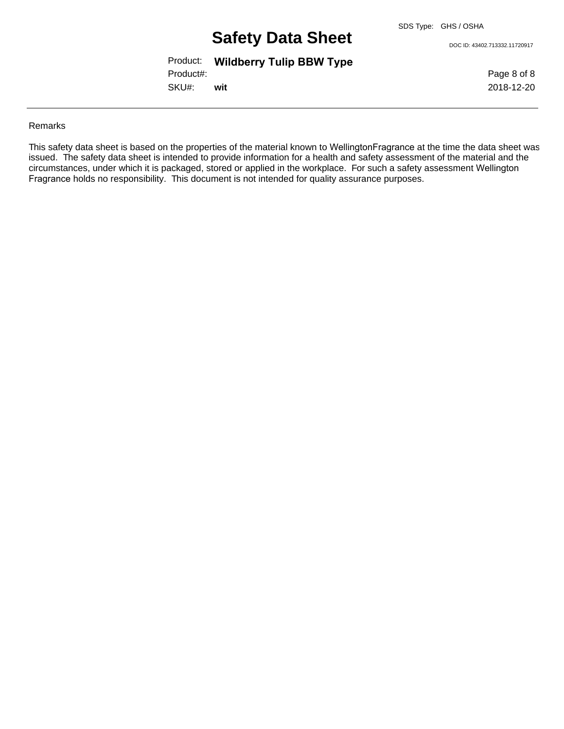Remarks

This safety data sheet is based on the properties of the material known to WellingtonFragrance at the time the data sheet was issued. The safety data sheet is intended to provide information for a health and safety assessment of the material and the circumstances, under which it is packaged, stored or applied in the workplace. For such a safety assessment Wellington Fragrance holds no responsibility. This document is not intended for quality assurance purposes.